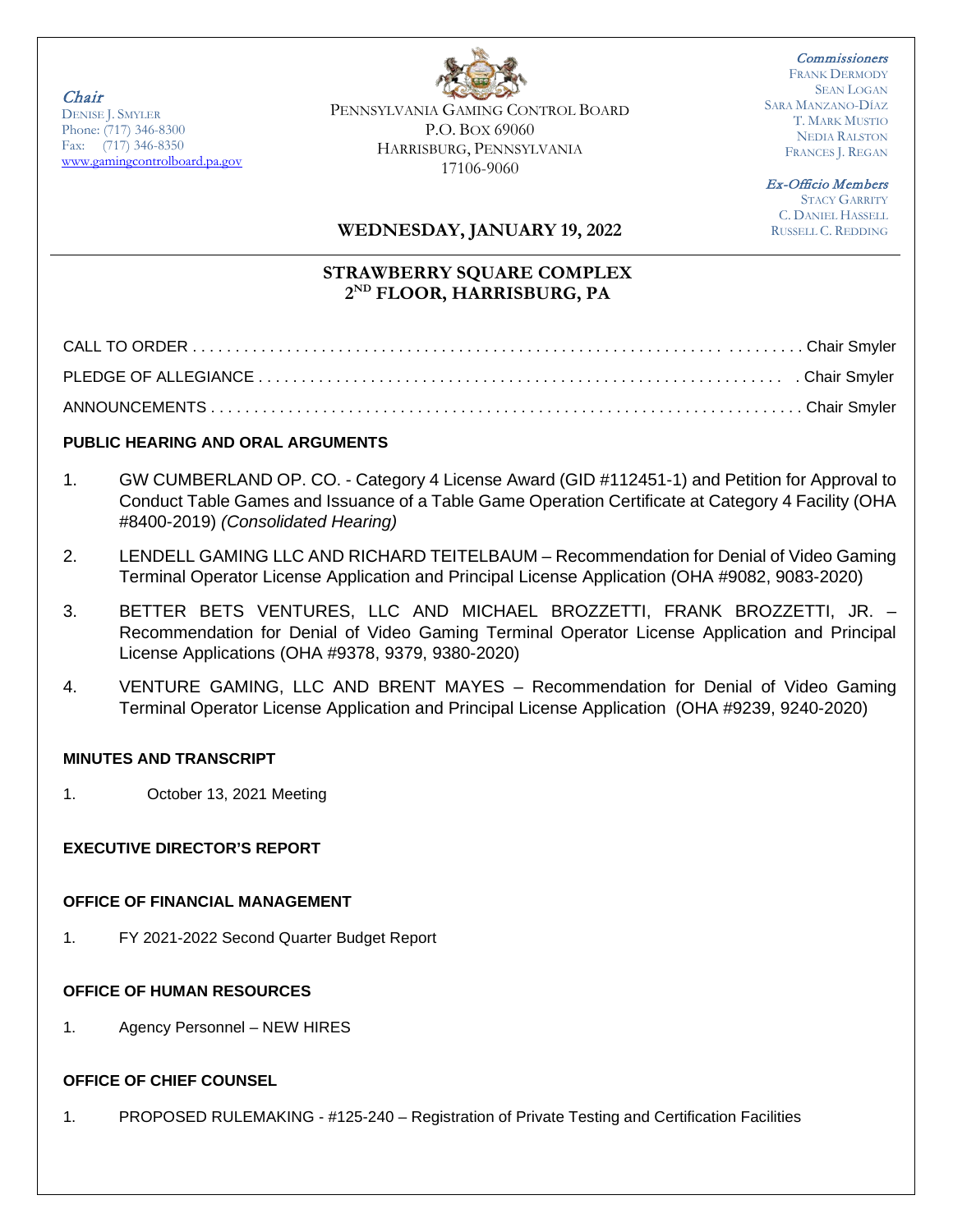*Chair*
DENISE J. SMYLER
Phone: (717) 346-8300
Fax: (717) 346-8350
www.gamingcontrolboard.pa.gov

PENNSYLVANIA GAMING CONTROL BOARD
P.O. BOX 69060
HARRISBURG, PENNSYLVANIA
17106-9060

*Commissioners*
FRANK DERMODY
SEAN LOGAN
SARA MANZANO-DÍAZ
T. MARK MUSTIO
NEDIA RALSTON
FRANCES J. REGAN

*Ex-Officio Members*
STACY GARRITY
C. DANIEL HASSELL
RUSSELL C. REDDING

## WEDNESDAY, JANUARY 19, 2022

## STRAWBERRY SQUARE COMPLEX
## 2ND FLOOR, HARRISBURG, PA

CALL TO ORDER . . . . . . . . . . . . . . . . . . . . . . . . . . . . Chair Smyler

PLEDGE OF ALLEGIANCE . . . . . . . . . . . . . . . . . . . . . . . . . . . . Chair Smyler

ANNOUNCEMENTS . . . . . . . . . . . . . . . . . . . . . . . . . . . . Chair Smyler

**PUBLIC HEARING AND ORAL ARGUMENTS**

1. GW CUMBERLAND OP. CO. - Category 4 License Award (GID #112451-1) and Petition for Approval to Conduct Table Games and Issuance of a Table Game Operation Certificate at Category 4 Facility (OHA #8400-2019) *(Consolidated Hearing)*

2. LENDELL GAMING LLC AND RICHARD TEITELBAUM – Recommendation for Denial of Video Gaming Terminal Operator License Application and Principal License Application (OHA #9082, 9083-2020)

3. BETTER BETS VENTURES, LLC AND MICHAEL BROZZETTI, FRANK BROZZETTI, JR. – Recommendation for Denial of Video Gaming Terminal Operator License Application and Principal License Applications (OHA #9378, 9379, 9380-2020)

4. VENTURE GAMING, LLC AND BRENT MAYES – Recommendation for Denial of Video Gaming Terminal Operator License Application and Principal License Application (OHA #9239, 9240-2020)

**MINUTES AND TRANSCRIPT**

1. October 13, 2021 Meeting

**EXECUTIVE DIRECTOR'S REPORT**

**OFFICE OF FINANCIAL MANAGEMENT**

1. FY 2021-2022 Second Quarter Budget Report

**OFFICE OF HUMAN RESOURCES**

1. Agency Personnel – NEW HIRES

**OFFICE OF CHIEF COUNSEL**

1. PROPOSED RULEMAKING - #125-240 – Registration of Private Testing and Certification Facilities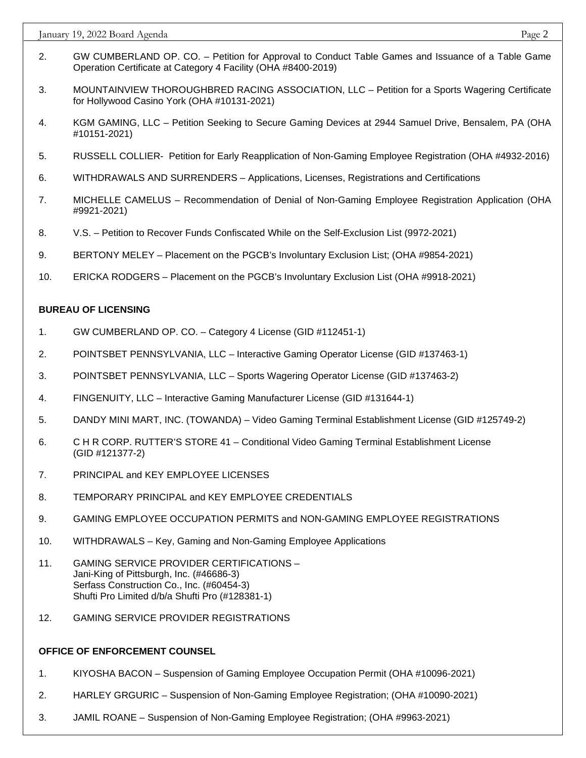2. GW CUMBERLAND OP. CO. – Petition for Approval to Conduct Table Games and Issuance of a Table Game Operation Certificate at Category 4 Facility (OHA #8400-2019)

3. MOUNTAINVIEW THOROUGHBRED RACING ASSOCIATION, LLC – Petition for a Sports Wagering Certificate for Hollywood Casino York (OHA #10131-2021)

4. KGM GAMING, LLC – Petition Seeking to Secure Gaming Devices at 2944 Samuel Drive, Bensalem, PA (OHA #10151-2021)

5. RUSSELL COLLIER- Petition for Early Reapplication of Non-Gaming Employee Registration (OHA #4932-2016)

6. WITHDRAWALS AND SURRENDERS – Applications, Licenses, Registrations and Certifications

7. MICHELLE CAMELUS – Recommendation of Denial of Non-Gaming Employee Registration Application (OHA #9921-2021)

8. V.S. – Petition to Recover Funds Confiscated While on the Self-Exclusion List (9972-2021)

9. BERTONY MELEY – Placement on the PGCB's Involuntary Exclusion List; (OHA #9854-2021)

10. ERICKA RODGERS – Placement on the PGCB's Involuntary Exclusion List (OHA #9918-2021)

**BUREAU OF LICENSING**

1. GW CUMBERLAND OP. CO. – Category 4 License (GID #112451-1)

2. POINTSBET PENNSYLVANIA, LLC – Interactive Gaming Operator License (GID #137463-1)

3. POINTSBET PENNSYLVANIA, LLC – Sports Wagering Operator License (GID #137463-2)

4. FINGENUITY, LLC – Interactive Gaming Manufacturer License (GID #131644-1)

5. DANDY MINI MART, INC. (TOWANDA) – Video Gaming Terminal Establishment License (GID #125749-2)

6. C H R CORP. RUTTER'S STORE 41 – Conditional Video Gaming Terminal Establishment License (GID #121377-2)

7. PRINCIPAL and KEY EMPLOYEE LICENSES

8. TEMPORARY PRINCIPAL and KEY EMPLOYEE CREDENTIALS

9. GAMING EMPLOYEE OCCUPATION PERMITS and NON-GAMING EMPLOYEE REGISTRATIONS

10. WITHDRAWALS – Key, Gaming and Non-Gaming Employee Applications

11. GAMING SERVICE PROVIDER CERTIFICATIONS –
    Jani-King of Pittsburgh, Inc. (#46686-3)
    Serfass Construction Co., Inc. (#60454-3)
    Shufti Pro Limited d/b/a Shufti Pro (#128381-1)

12. GAMING SERVICE PROVIDER REGISTRATIONS

**OFFICE OF ENFORCEMENT COUNSEL**

1. KIYOSHA BACON – Suspension of Gaming Employee Occupation Permit (OHA #10096-2021)

2. HARLEY GRGURIC – Suspension of Non-Gaming Employee Registration; (OHA #10090-2021)

3. JAMIL ROANE – Suspension of Non-Gaming Employee Registration; (OHA #9963-2021)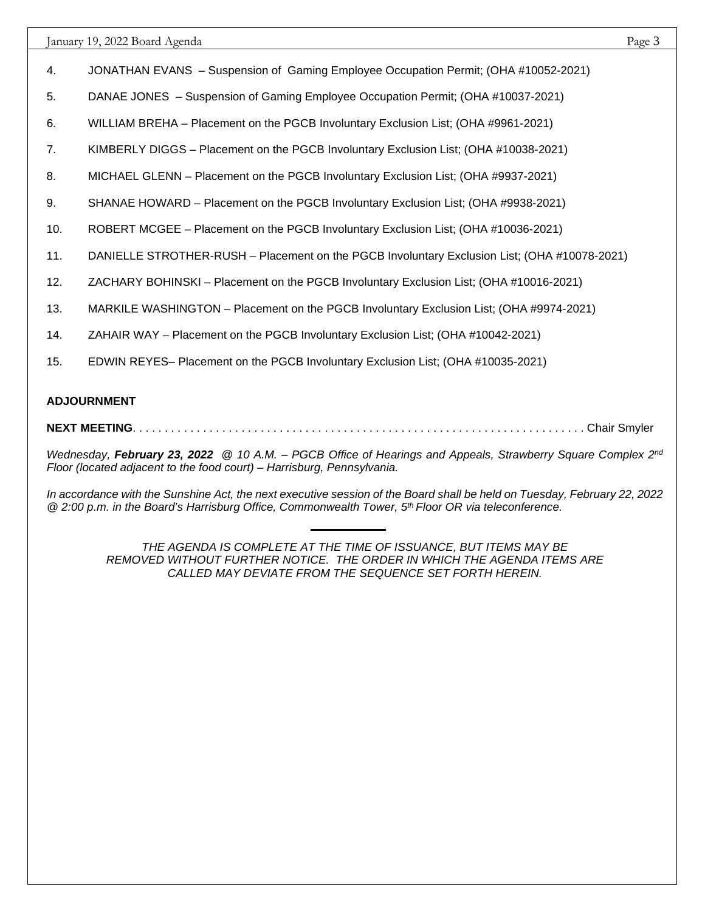4. JONATHAN EVANS – Suspension of Gaming Employee Occupation Permit; (OHA #10052-2021)

5. DANAE JONES – Suspension of Gaming Employee Occupation Permit; (OHA #10037-2021)

6. WILLIAM BREHA – Placement on the PGCB Involuntary Exclusion List; (OHA #9961-2021)

7. KIMBERLY DIGGS – Placement on the PGCB Involuntary Exclusion List; (OHA #10038-2021)

8. MICHAEL GLENN – Placement on the PGCB Involuntary Exclusion List; (OHA #9937-2021)

9. SHANAE HOWARD – Placement on the PGCB Involuntary Exclusion List; (OHA #9938-2021)

10. ROBERT MCGEE – Placement on the PGCB Involuntary Exclusion List; (OHA #10036-2021)

11. DANIELLE STROTHER-RUSH – Placement on the PGCB Involuntary Exclusion List; (OHA #10078-2021)

12. ZACHARY BOHINSKI – Placement on the PGCB Involuntary Exclusion List; (OHA #10016-2021)

13. MARKILE WASHINGTON – Placement on the PGCB Involuntary Exclusion List; (OHA #9974-2021)

14. ZAHAIR WAY – Placement on the PGCB Involuntary Exclusion List; (OHA #10042-2021)

15. EDWIN REYES– Placement on the PGCB Involuntary Exclusion List; (OHA #10035-2021)

**ADJOURNMENT**

**NEXT MEETING**. . . . . . . . . . . . . . . . . . . . . . . . . . . . . . . . . . . . . . . . . . . . . . . . . . . . . . . . . . . . . . . . . . . . . . . . Chair Smyler

*Wednesday, **February 23, 2022** @ 10 A.M. – PGCB Office of Hearings and Appeals, Strawberry Square Complex 2nd Floor (located adjacent to the food court) – Harrisburg, Pennsylvania.*

*In accordance with the Sunshine Act, the next executive session of the Board shall be held on Tuesday, February 22, 2022 @ 2:00 p.m. in the Board's Harrisburg Office, Commonwealth Tower, 5th Floor OR via teleconference.*

---

*THE AGENDA IS COMPLETE AT THE TIME OF ISSUANCE, BUT ITEMS MAY BE REMOVED WITHOUT FURTHER NOTICE. THE ORDER IN WHICH THE AGENDA ITEMS ARE CALLED MAY DEVIATE FROM THE SEQUENCE SET FORTH HEREIN.*